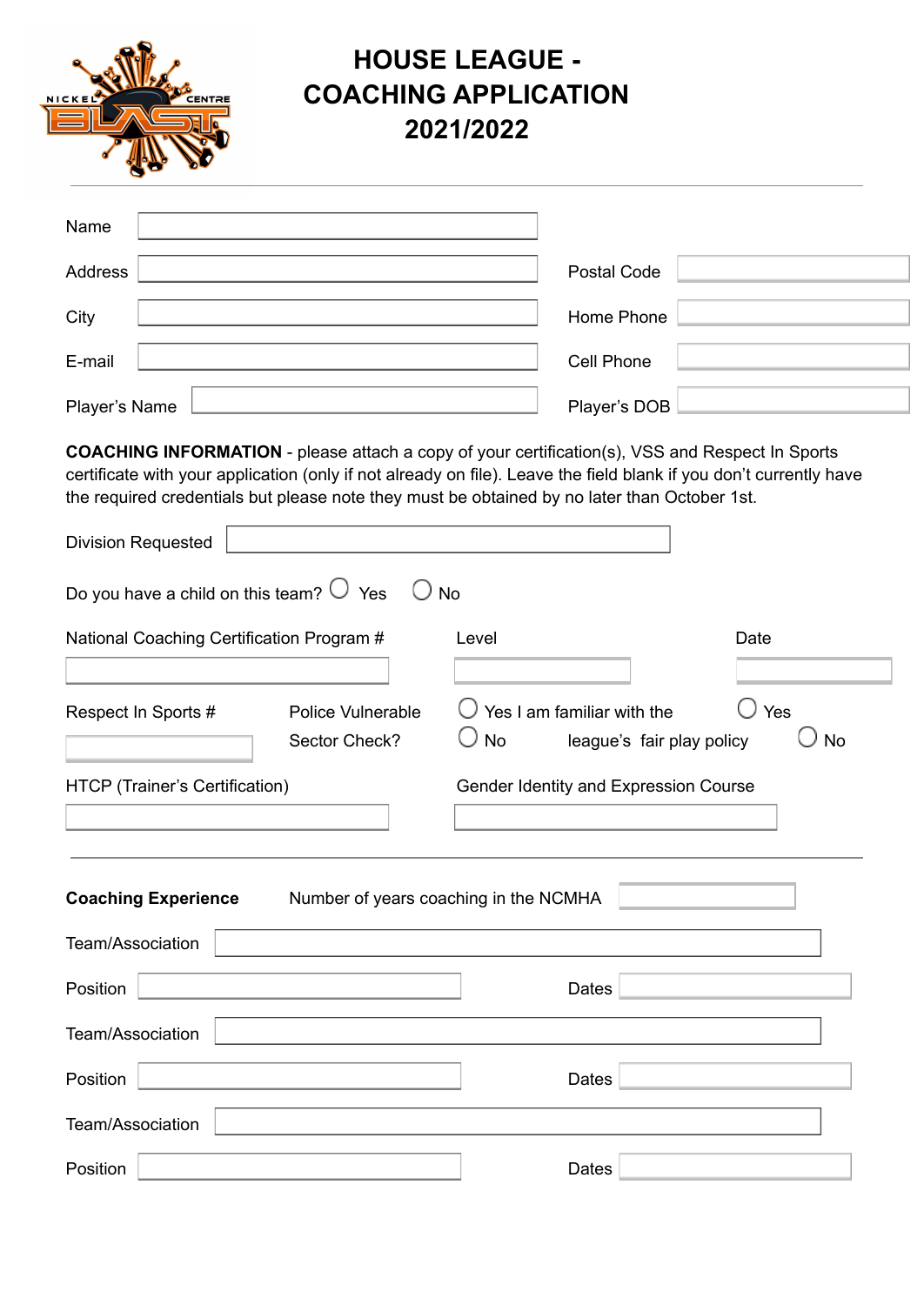# HOUSE LEAGUE - COACHING APPLICATION 2021/2022

---

Name ______________________

Address ______________________ Postal Code ______________________

City ______________________ Home Phone ______________________

E-mail ______________________ Cell Phone ______________________

Player's Name ______________________ Player's DOB ______________________

**COACHING INFORMATION** - please attach a copy of your certification(s), VSS and Respect In Sports certificate with your application (only if not already on file). Leave the field blank if you don't currently have the required credentials but please note they must be obtained by no later than October 1st.

Division Requested ______________________

Do you have a child on this team? ○ Yes ○ No

National Coaching Certification Program # ______________________ Level ______________________ Date ______________________

Respect In Sports # ______________________

Police Vulnerable Sector Check? ○ Yes ○ No

I am familiar with the league's fair play policy ○ Yes ○ No

HTCP (Trainer's Certification) ______________________

Gender Identity and Expression Course ______________________

---

**Coaching Experience**

Number of years coaching in the NCMHA ______________________

Team/Association ______________________

Position ______________________ Dates ______________________

Team/Association ______________________

Position ______________________ Dates ______________________

Team/Association ______________________

Position ______________________ Dates ______________________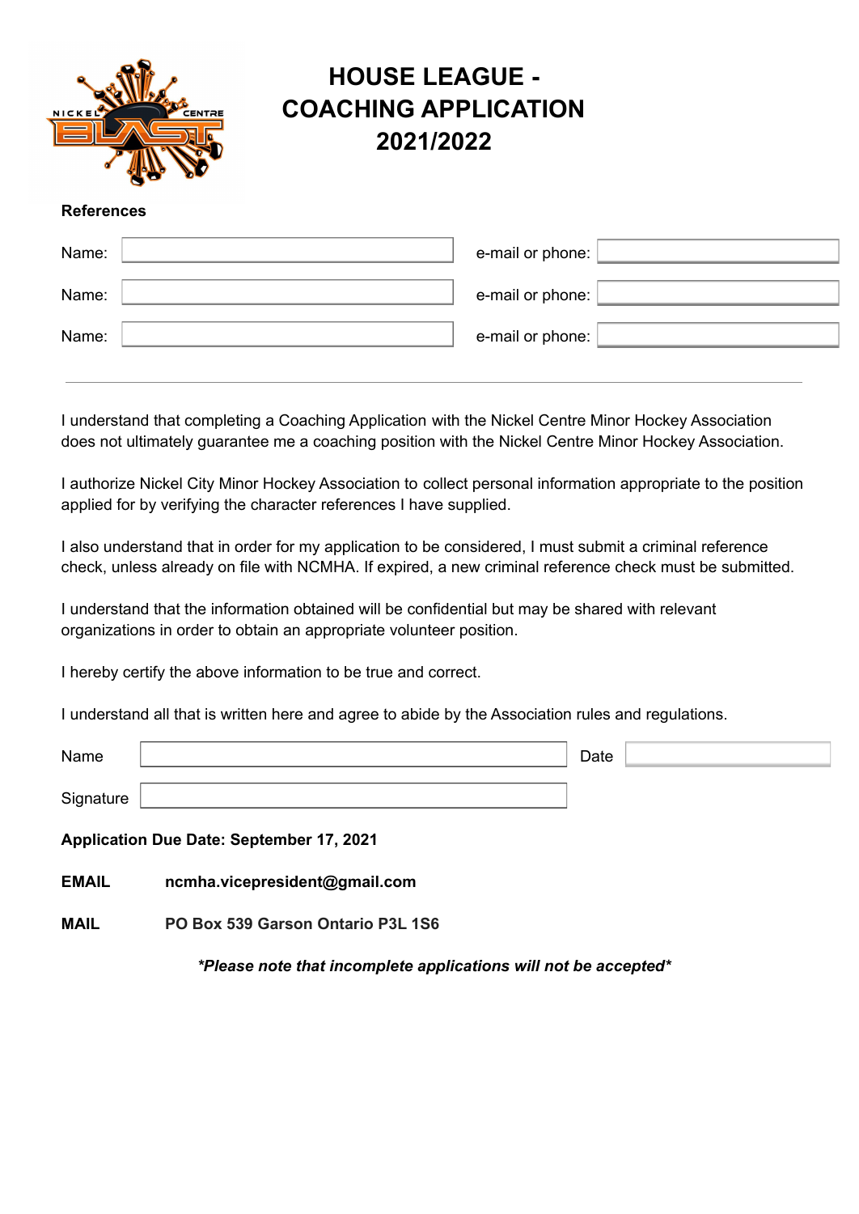# HOUSE LEAGUE - COACHING APPLICATION 2021/2022

**References**

| | | | |
|---|---|---|---|
| Name: | | e-mail or phone: | |
| Name: | | e-mail or phone: | |
| Name: | | e-mail or phone: | |

---

I understand that completing a Coaching Application with the Nickel Centre Minor Hockey Association does not ultimately guarantee me a coaching position with the Nickel Centre Minor Hockey Association.

I authorize Nickel City Minor Hockey Association to collect personal information appropriate to the position applied for by verifying the character references I have supplied.

I also understand that in order for my application to be considered, I must submit a criminal reference check, unless already on file with NCMHA. If expired, a new criminal reference check must be submitted.

I understand that the information obtained will be confidential but may be shared with relevant organizations in order to obtain an appropriate volunteer position.

I hereby certify the above information to be true and correct.

I understand all that is written here and agree to abide by the Association rules and regulations.

| | | | |
|---|---|---|---|
| Name | | Date | |
| Signature | | | |

**Application Due Date: September 17, 2021**

**EMAIL** **ncmha.vicepresident@gmail.com**

**MAIL** **PO Box 539 Garson Ontario P3L 1S6**

***Please note that incomplete applications will not be accepted***